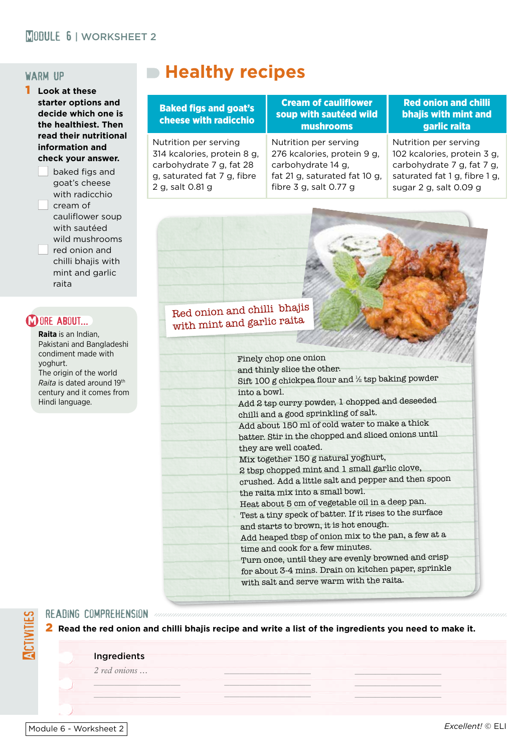# Healthy recipes

## WARM UP

**1** **Look at these starter options and decide which one is the healthiest. Then read their nutritional information and check your answer.**

- ☐ baked figs and goat's cheese with radicchio
- ☐ cream of cauliflower soup with sautéed wild mushrooms
- ☐ red onion and chilli bhajis with mint and garlic raita

| Baked figs and goat's cheese with radicchio | Cream of cauliflower soup with sautéed wild mushrooms | Red onion and chilli bhajis with mint and garlic raita |
| --- | --- | --- |
| Nutrition per serving 314 kcalories, protein 8 g, carbohydrate 7 g, fat 28 g, saturated fat 7 g, fibre 2 g, salt 0.81 g | Nutrition per serving 276 kcalories, protein 9 g, carbohydrate 14 g, fat 21 g, saturated fat 10 g, fibre 3 g, salt 0.77 g | Nutrition per serving 102 kcalories, protein 3 g, carbohydrate 7 g, fat 7 g, saturated fat 1 g, fibre 1 g, sugar 2 g, salt 0.09 g |

## MORE ABOUT...

**Raita** is an Indian, Pakistani and Bangladeshi condiment made with yoghurt.
The origin of the world *Raita* is dated around 19th century and it comes from Hindi language.

### Red onion and chilli bhajis with mint and garlic raita

Finely chop one onion and thinly slice the other.
Sift 100 g chickpea flour and ½ tsp baking powder into a bowl.
Add 2 tsp curry powder, 1 chopped and deseeded chilli and a good sprinkling of salt.
Add about 150 ml of cold water to make a thick batter. Stir in the chopped and sliced onions until they are well coated.
Mix together 150 g natural yoghurt, 2 tbsp chopped mint and 1 small garlic clove, crushed. Add a little salt and pepper and then spoon the raita mix into a small bowl.
Heat about 5 cm of vegetable oil in a deep pan.
Test a tiny speck of batter. If it rises to the surface and starts to brown, it is hot enough.
Add heaped tbsp of onion mix to the pan, a few at a time and cook for a few minutes.
Turn once, until they are evenly browned and crisp for about 3-4 mins. Drain on kitchen paper, sprinkle with salt and serve warm with the raita.

## ACTIVITIES

### READING COMPREHENSION

**2** **Read the red onion and chilli bhajis recipe and write a list of the ingredients you need to make it.**

**Ingredients**

*2 red onions …* ____________ ____________

____________ ____________ ____________

____________ ____________ ____________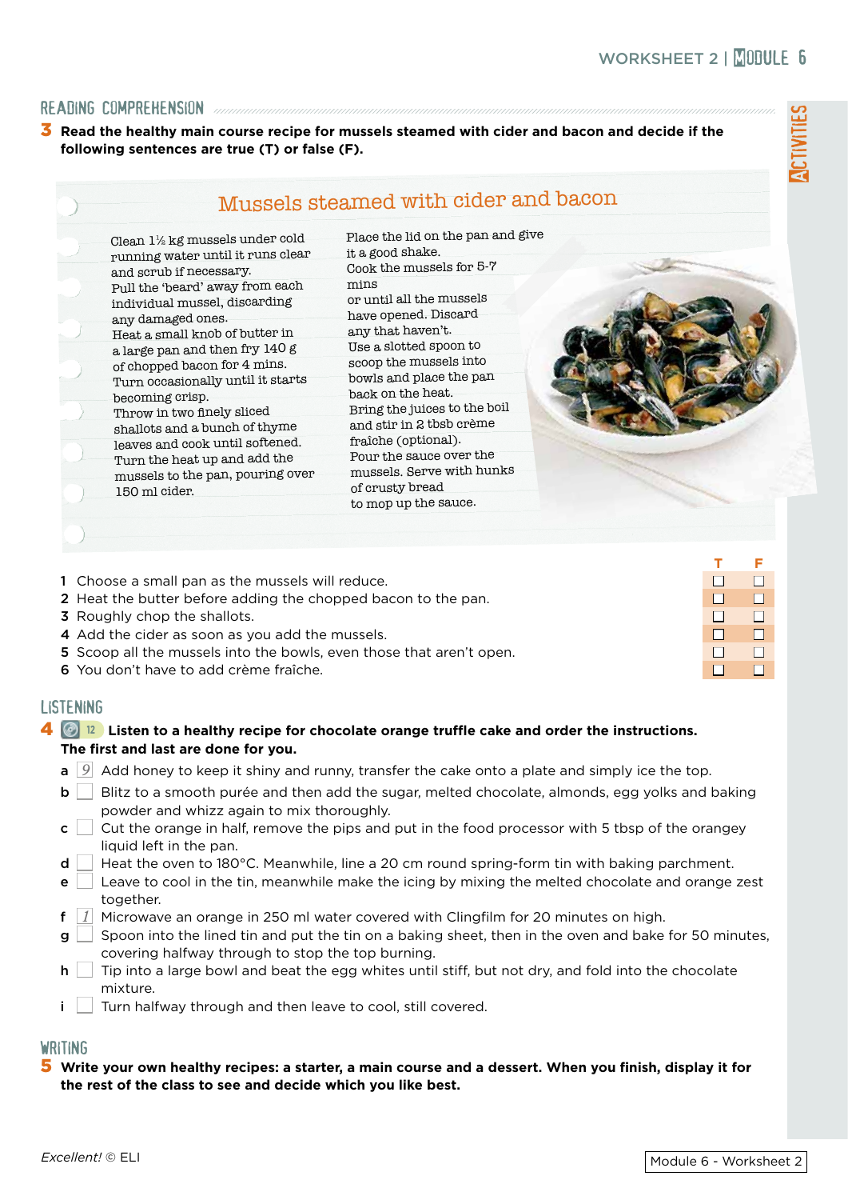## READING COMPREHENSION

**3** **Read the healthy main course recipe for mussels steamed with cider and bacon and decide if the following sentences are true (T) or false (F).**

### Mussels steamed with cider and bacon

Clean 1½ kg mussels under cold running water until it runs clear and scrub if necessary.
Pull the 'beard' away from each individual mussel, discarding any damaged ones.
Heat a small knob of butter in a large pan and then fry 140 g of chopped bacon for 4 mins.
Turn occasionally until it starts becoming crisp.
Throw in two finely sliced shallots and a bunch of thyme leaves and cook until softened.
Turn the heat up and add the mussels to the pan, pouring over 150 ml cider.
Place the lid on the pan and give it a good shake.
Cook the mussels for 5-7 mins or until all the mussels have opened. Discard any that haven't.
Use a slotted spoon to scoop the mussels into bowls and place the pan back on the heat.
Bring the juices to the boil and stir in 2 tbsb crème fraîche (optional).
Pour the sauce over the mussels. Serve with hunks of crusty bread to mop up the sauce.

| | | T | F |
|---|---|---|---|
| 1 | Choose a small pan as the mussels will reduce. | ☐ | ☐ |
| 2 | Heat the butter before adding the chopped bacon to the pan. | ☐ | ☐ |
| 3 | Roughly chop the shallots. | ☐ | ☐ |
| 4 | Add the cider as soon as you add the mussels. | ☐ | ☐ |
| 5 | Scoop all the mussels into the bowls, even those that aren't open. | ☐ | ☐ |
| 6 | You don't have to add crème fraîche. | ☐ | ☐ |

## LISTENING

**4** 12 **Listen to a healthy recipe for chocolate orange truffle cake and order the instructions. The first and last are done for you.**

- **a** [9] Add honey to keep it shiny and runny, transfer the cake onto a plate and simply ice the top.
- **b** [ ] Blitz to a smooth purée and then add the sugar, melted chocolate, almonds, egg yolks and baking powder and whizz again to mix thoroughly.
- **c** [ ] Cut the orange in half, remove the pips and put in the food processor with 5 tbsp of the orangey liquid left in the pan.
- **d** [ ] Heat the oven to 180°C. Meanwhile, line a 20 cm round spring-form tin with baking parchment.
- **e** [ ] Leave to cool in the tin, meanwhile make the icing by mixing the melted chocolate and orange zest together.
- **f** [1] Microwave an orange in 250 ml water covered with Clingfilm for 20 minutes on high.
- **g** [ ] Spoon into the lined tin and put the tin on a baking sheet, then in the oven and bake for 50 minutes, covering halfway through to stop the top burning.
- **h** [ ] Tip into a large bowl and beat the egg whites until stiff, but not dry, and fold into the chocolate mixture.
- **i** [ ] Turn halfway through and then leave to cool, still covered.

## WRITING

**5** **Write your own healthy recipes: a starter, a main course and a dessert. When you finish, display it for the rest of the class to see and decide which you like best.**